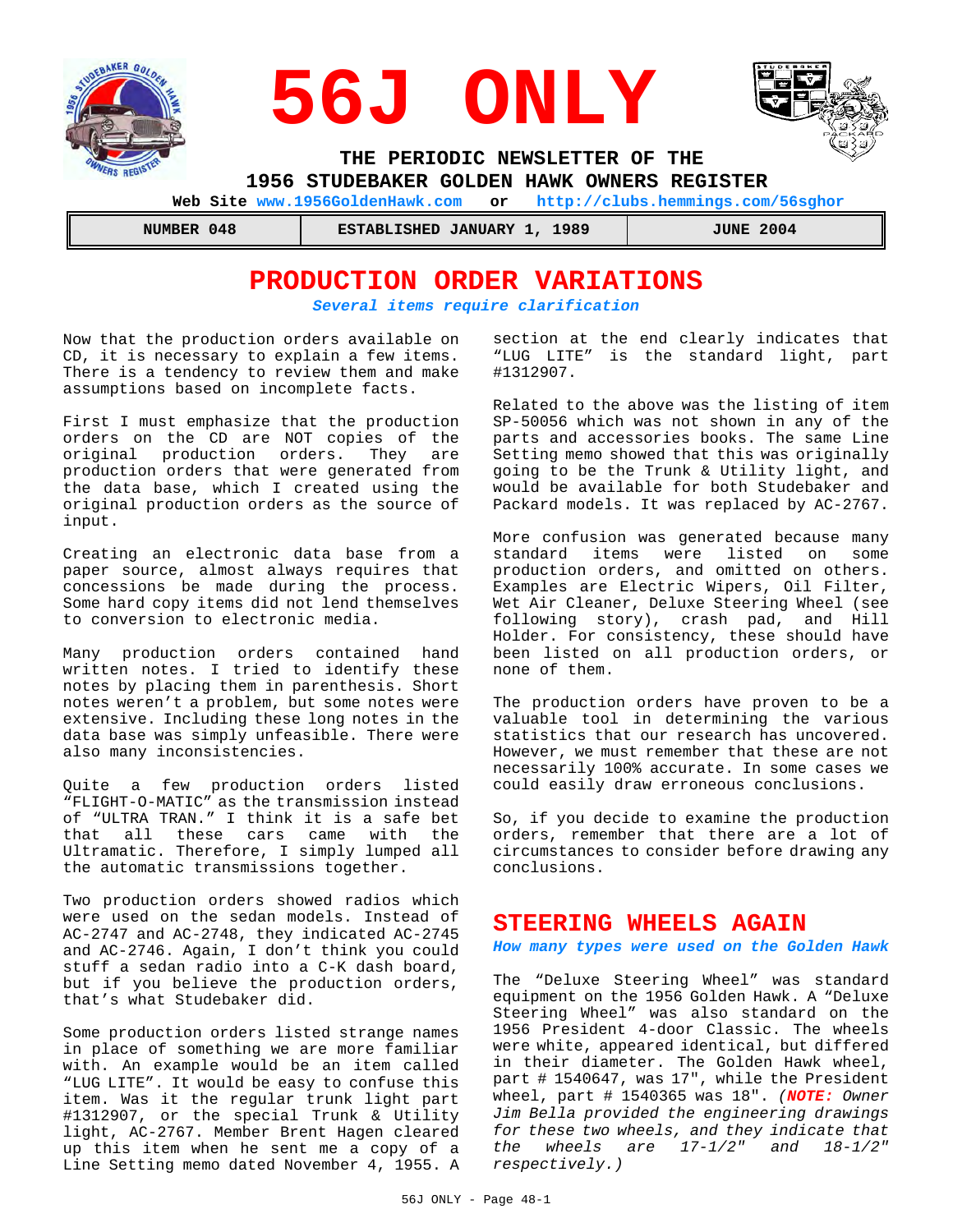# 56J ONLY

**THE PERIODIC NEWSLETTER OF THE 1956 STUDEBAKER GOLDEN HAWK OWNERS REGISTER**

**Web Site www.1956GoldenHawk.com or http://clubs.hemmings.com/56sghor**

| NUMBER 048 | ESTABLISHED JANUARY 1, 1989 | JUNE 2004 |
|---|---|---|

## PRODUCTION ORDER VARIATIONS

***Several items require clarification***

Now that the production orders available on CD, it is necessary to explain a few items. There is a tendency to review them and make assumptions based on incomplete facts.

First I must emphasize that the production orders on the CD are NOT copies of the original production orders. They are production orders that were generated from the data base, which I created using the original production orders as the source of input.

Creating an electronic data base from a paper source, almost always requires that concessions be made during the process. Some hard copy items did not lend themselves to conversion to electronic media.

Many production orders contained hand written notes. I tried to identify these notes by placing them in parenthesis. Short notes weren't a problem, but some notes were extensive. Including these long notes in the data base was simply unfeasible. There were also many inconsistencies.

Quite a few production orders listed "FLIGHT-O-MATIC" as the transmission instead of "ULTRA TRAN." I think it is a safe bet that all these cars came with the Ultramatic. Therefore, I simply lumped all the automatic transmissions together.

Two production orders showed radios which were used on the sedan models. Instead of AC-2747 and AC-2748, they indicated AC-2745 and AC-2746. Again, I don't think you could stuff a sedan radio into a C-K dash board, but if you believe the production orders, that's what Studebaker did.

Some production orders listed strange names in place of something we are more familiar with. An example would be an item called "LUG LITE". It would be easy to confuse this item. Was it the regular trunk light part #1312907, or the special Trunk & Utility light, AC-2767. Member Brent Hagen cleared up this item when he sent me a copy of a Line Setting memo dated November 4, 1955. A section at the end clearly indicates that "LUG LITE" is the standard light, part #1312907.

Related to the above was the listing of item SP-50056 which was not shown in any of the parts and accessories books. The same Line Setting memo showed that this was originally going to be the Trunk & Utility light, and would be available for both Studebaker and Packard models. It was replaced by AC-2767.

More confusion was generated because many standard items were listed on some production orders, and omitted on others. Examples are Electric Wipers, Oil Filter, Wet Air Cleaner, Deluxe Steering Wheel (see following story), crash pad, and Hill Holder. For consistency, these should have been listed on all production orders, or none of them.

The production orders have proven to be a valuable tool in determining the various statistics that our research has uncovered. However, we must remember that these are not necessarily 100% accurate. In some cases we could easily draw erroneous conclusions.

So, if you decide to examine the production orders, remember that there are a lot of circumstances to consider before drawing any conclusions.

## STEERING WHEELS AGAIN

***How many types were used on the Golden Hawk***

The "Deluxe Steering Wheel" was standard equipment on the 1956 Golden Hawk. A "Deluxe Steering Wheel" was also standard on the 1956 President 4-door Classic. The wheels were white, appeared identical, but differed in their diameter. The Golden Hawk wheel, part # 1540647, was 17", while the President wheel, part # 1540365 was 18". *(**NOTE:** Owner Jim Bella provided the engineering drawings for these two wheels, and they indicate that the wheels are 17-1/2" and 18-1/2" respectively.)*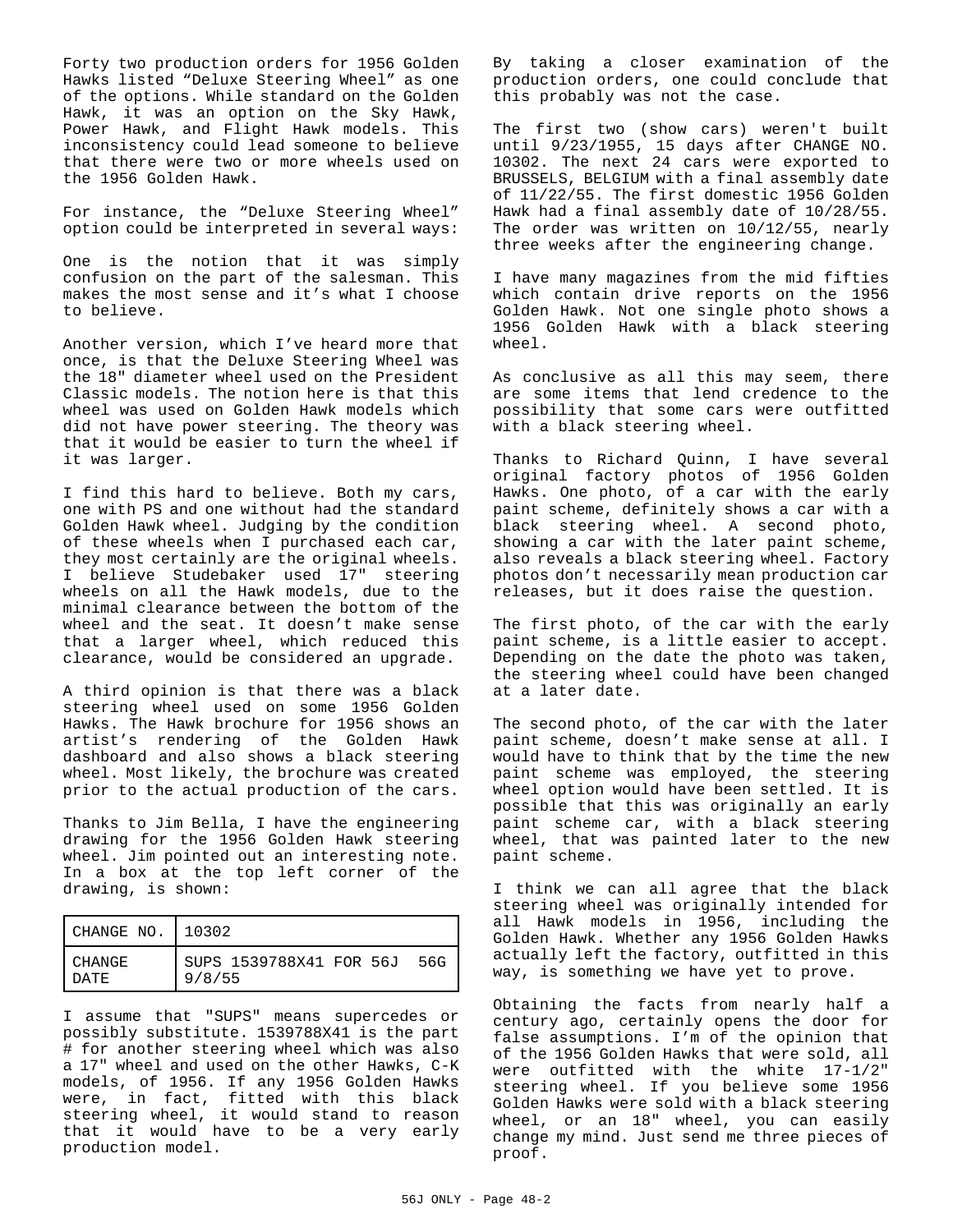Forty two production orders for 1956 Golden Hawks listed "Deluxe Steering Wheel" as one of the options. While standard on the Golden Hawk, it was an option on the Sky Hawk, Power Hawk, and Flight Hawk models. This inconsistency could lead someone to believe that there were two or more wheels used on the 1956 Golden Hawk.

For instance, the "Deluxe Steering Wheel" option could be interpreted in several ways:

One is the notion that it was simply confusion on the part of the salesman. This makes the most sense and it's what I choose to believe.

Another version, which I've heard more that once, is that the Deluxe Steering Wheel was the 18" diameter wheel used on the President Classic models. The notion here is that this wheel was used on Golden Hawk models which did not have power steering. The theory was that it would be easier to turn the wheel if it was larger.

I find this hard to believe. Both my cars, one with PS and one without had the standard Golden Hawk wheel. Judging by the condition of these wheels when I purchased each car, they most certainly are the original wheels. I believe Studebaker used 17" steering wheels on all the Hawk models, due to the minimal clearance between the bottom of the wheel and the seat. It doesn't make sense that a larger wheel, which reduced this clearance, would be considered an upgrade.

A third opinion is that there was a black steering wheel used on some 1956 Golden Hawks. The Hawk brochure for 1956 shows an artist's rendering of the Golden Hawk dashboard and also shows a black steering wheel. Most likely, the brochure was created prior to the actual production of the cars.

Thanks to Jim Bella, I have the engineering drawing for the 1956 Golden Hawk steering wheel. Jim pointed out an interesting note. In a box at the top left corner of the drawing, is shown:

| CHANGE NO. | 10302 |
|---|---|
| CHANGE DATE | SUPS 1539788X41 FOR 56J 56G 9/8/55 |

I assume that "SUPS" means supercedes or possibly substitute. 1539788X41 is the part # for another steering wheel which was also a 17" wheel and used on the other Hawks, C-K models, of 1956. If any 1956 Golden Hawks were, in fact, fitted with this black steering wheel, it would stand to reason that it would have to be a very early production model.

By taking a closer examination of the production orders, one could conclude that this probably was not the case.

The first two (show cars) weren't built until 9/23/1955, 15 days after CHANGE NO. 10302. The next 24 cars were exported to BRUSSELS, BELGIUM with a final assembly date of 11/22/55. The first domestic 1956 Golden Hawk had a final assembly date of 10/28/55. The order was written on 10/12/55, nearly three weeks after the engineering change.

I have many magazines from the mid fifties which contain drive reports on the 1956 Golden Hawk. Not one single photo shows a 1956 Golden Hawk with a black steering wheel.

As conclusive as all this may seem, there are some items that lend credence to the possibility that some cars were outfitted with a black steering wheel.

Thanks to Richard Quinn, I have several original factory photos of 1956 Golden Hawks. One photo, of a car with the early paint scheme, definitely shows a car with a black steering wheel. A second photo, showing a car with the later paint scheme, also reveals a black steering wheel. Factory photos don't necessarily mean production car releases, but it does raise the question.

The first photo, of the car with the early paint scheme, is a little easier to accept. Depending on the date the photo was taken, the steering wheel could have been changed at a later date.

The second photo, of the car with the later paint scheme, doesn't make sense at all. I would have to think that by the time the new paint scheme was employed, the steering wheel option would have been settled. It is possible that this was originally an early paint scheme car, with a black steering wheel, that was painted later to the new paint scheme.

I think we can all agree that the black steering wheel was originally intended for all Hawk models in 1956, including the Golden Hawk. Whether any 1956 Golden Hawks actually left the factory, outfitted in this way, is something we have yet to prove.

Obtaining the facts from nearly half a century ago, certainly opens the door for false assumptions. I'm of the opinion that of the 1956 Golden Hawks that were sold, all were outfitted with the white 17-1/2" steering wheel. If you believe some 1956 Golden Hawks were sold with a black steering wheel, or an 18" wheel, you can easily change my mind. Just send me three pieces of proof.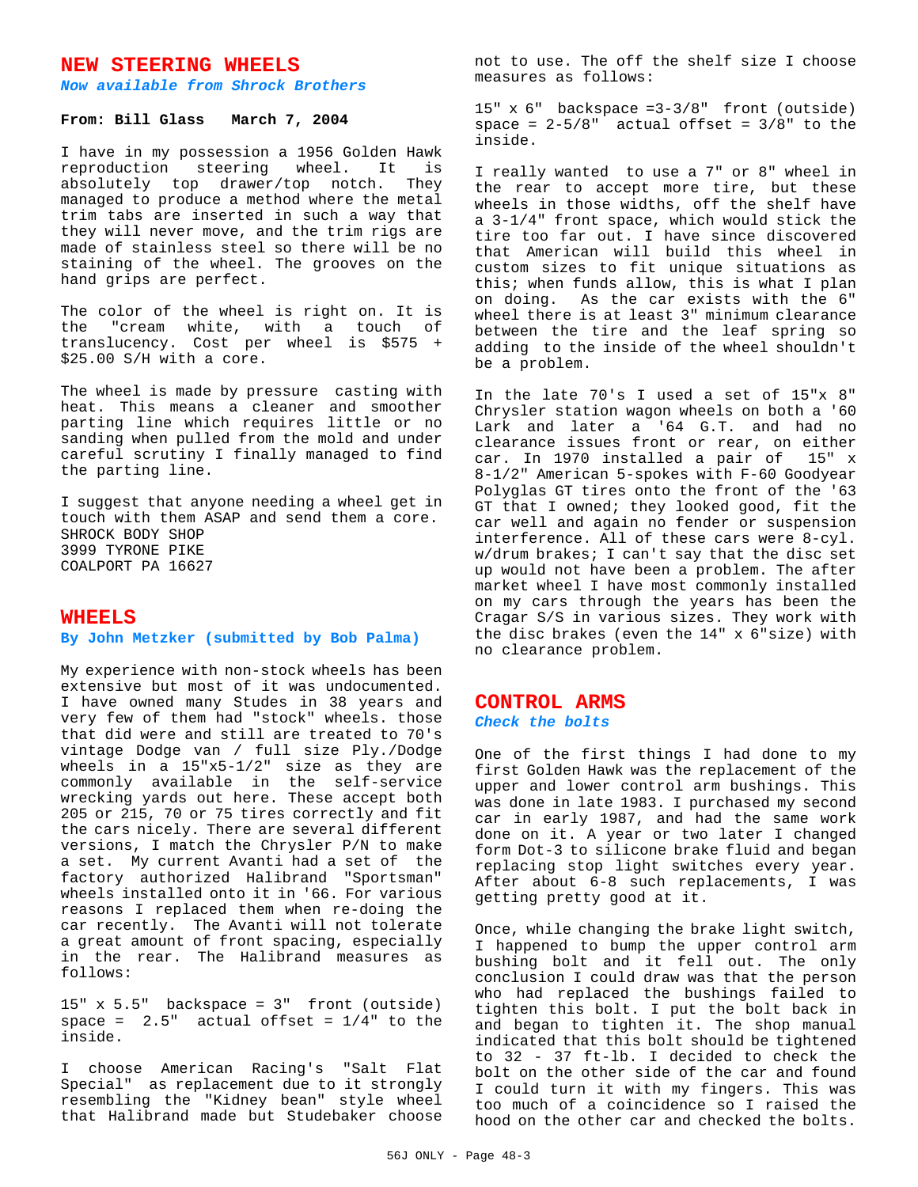## NEW STEERING WHEELS

***Now available from Shrock Brothers***

**From: Bill Glass   March 7, 2004**

I have in my possession a 1956 Golden Hawk reproduction steering wheel. It is absolutely top drawer/top notch. They managed to produce a method where the metal trim tabs are inserted in such a way that they will never move, and the trim rigs are made of stainless steel so there will be no staining of the wheel. The grooves on the hand grips are perfect.

The color of the wheel is right on. It is the "cream white, with a touch of translucency. Cost per wheel is $575 + $25.00 S/H with a core.

The wheel is made by pressure casting with heat. This means a cleaner and smoother parting line which requires little or no sanding when pulled from the mold and under careful scrutiny I finally managed to find the parting line.

I suggest that anyone needing a wheel get in touch with them ASAP and send them a core.
SHROCK BODY SHOP
3999 TYRONE PIKE
COALPORT PA 16627

## WHEELS

***By John Metzker (submitted by Bob Palma)***

My experience with non-stock wheels has been extensive but most of it was undocumented. I have owned many Studes in 38 years and very few of them had "stock" wheels. those that did were and still are treated to 70's vintage Dodge van / full size Ply./Dodge wheels in a 15"x5-1/2" size as they are commonly available in the self-service wrecking yards out here. These accept both 205 or 215, 70 or 75 tires correctly and fit the cars nicely. There are several different versions, I match the Chrysler P/N to make a set. My current Avanti had a set of the factory authorized Halibrand "Sportsman" wheels installed onto it in '66. For various reasons I replaced them when re-doing the car recently. The Avanti will not tolerate a great amount of front spacing, especially in the rear. The Halibrand measures as follows:

15" x 5.5" backspace = 3" front (outside) space = 2.5" actual offset = 1/4" to the inside.

I choose American Racing's "Salt Flat Special" as replacement due to it strongly resembling the "Kidney bean" style wheel that Halibrand made but Studebaker choose not to use. The off the shelf size I choose measures as follows:

15" x 6" backspace =3-3/8" front (outside) space = 2-5/8" actual offset = 3/8" to the inside.

I really wanted to use a 7" or 8" wheel in the rear to accept more tire, but these wheels in those widths, off the shelf have a 3-1/4" front space, which would stick the tire too far out. I have since discovered that American will build this wheel in custom sizes to fit unique situations as this; when funds allow, this is what I plan on doing. As the car exists with the 6" wheel there is at least 3" minimum clearance between the tire and the leaf spring so adding to the inside of the wheel shouldn't be a problem.

In the late 70's I used a set of 15"x 8" Chrysler station wagon wheels on both a '60 Lark and later a '64 G.T. and had no clearance issues front or rear, on either car. In 1970 installed a pair of 15" x 8-1/2" American 5-spokes with F-60 Goodyear Polyglas GT tires onto the front of the '63 GT that I owned; they looked good, fit the car well and again no fender or suspension interference. All of these cars were 8-cyl. w/drum brakes; I can't say that the disc set up would not have been a problem. The after market wheel I have most commonly installed on my cars through the years has been the Cragar S/S in various sizes. They work with the disc brakes (even the 14" x 6"size) with no clearance problem.

## CONTROL ARMS

***Check the bolts***

One of the first things I had done to my first Golden Hawk was the replacement of the upper and lower control arm bushings. This was done in late 1983. I purchased my second car in early 1987, and had the same work done on it. A year or two later I changed form Dot-3 to silicone brake fluid and began replacing stop light switches every year. After about 6-8 such replacements, I was getting pretty good at it.

Once, while changing the brake light switch, I happened to bump the upper control arm bushing bolt and it fell out. The only conclusion I could draw was that the person who had replaced the bushings failed to tighten this bolt. I put the bolt back in and began to tighten it. The shop manual indicated that this bolt should be tightened to 32 - 37 ft-lb. I decided to check the bolt on the other side of the car and found I could turn it with my fingers. This was too much of a coincidence so I raised the hood on the other car and checked the bolts.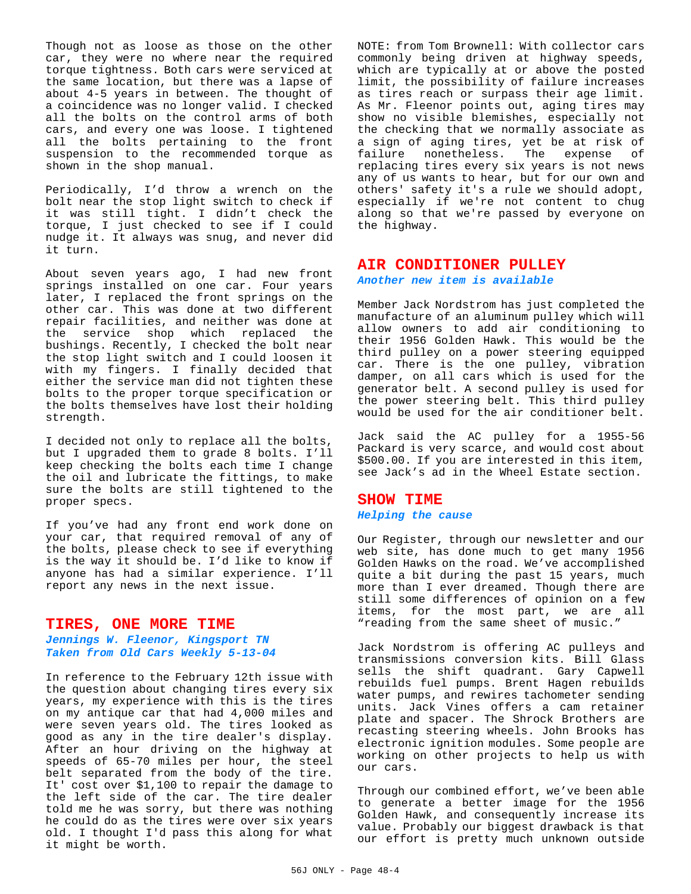Though not as loose as those on the other car, they were no where near the required torque tightness. Both cars were serviced at the same location, but there was a lapse of about 4-5 years in between. The thought of a coincidence was no longer valid. I checked all the bolts on the control arms of both cars, and every one was loose. I tightened all the bolts pertaining to the front suspension to the recommended torque as shown in the shop manual.

Periodically, I'd throw a wrench on the bolt near the stop light switch to check if it was still tight. I didn't check the torque, I just checked to see if I could nudge it. It always was snug, and never did it turn.

About seven years ago, I had new front springs installed on one car. Four years later, I replaced the front springs on the other car. This was done at two different repair facilities, and neither was done at the service shop which replaced the bushings. Recently, I checked the bolt near the stop light switch and I could loosen it with my fingers. I finally decided that either the service man did not tighten these bolts to the proper torque specification or the bolts themselves have lost their holding strength.

I decided not only to replace all the bolts, but I upgraded them to grade 8 bolts. I'll keep checking the bolts each time I change the oil and lubricate the fittings, to make sure the bolts are still tightened to the proper specs.

If you've had any front end work done on your car, that required removal of any of the bolts, please check to see if everything is the way it should be. I'd like to know if anyone has had a similar experience. I'll report any news in the next issue.

## TIRES, ONE MORE TIME

***Jennings W. Fleenor, Kingsport TN***
***Taken from Old Cars Weekly 5-13-04***

In reference to the February 12th issue with the question about changing tires every six years, my experience with this is the tires on my antique car that had 4,000 miles and were seven years old. The tires looked as good as any in the tire dealer's display. After an hour driving on the highway at speeds of 65-70 miles per hour, the steel belt separated from the body of the tire. It' cost over $1,100 to repair the damage to the left side of the car. The tire dealer told me he was sorry, but there was nothing he could do as the tires were over six years old. I thought I'd pass this along for what it might be worth.

NOTE: from Tom Brownell: With collector cars commonly being driven at highway speeds, which are typically at or above the posted limit, the possibility of failure increases as tires reach or surpass their age limit. As Mr. Fleenor points out, aging tires may show no visible blemishes, especially not the checking that we normally associate as a sign of aging tires, yet be at risk of failure nonetheless. The expense of replacing tires every six years is not news any of us wants to hear, but for our own and others' safety it's a rule we should adopt, especially if we're not content to chug along so that we're passed by everyone on the highway.

## AIR CONDITIONER PULLEY

***Another new item is available***

Member Jack Nordstrom has just completed the manufacture of an aluminum pulley which will allow owners to add air conditioning to their 1956 Golden Hawk. This would be the third pulley on a power steering equipped car. There is the one pulley, vibration damper, on all cars which is used for the generator belt. A second pulley is used for the power steering belt. This third pulley would be used for the air conditioner belt.

Jack said the AC pulley for a 1955-56 Packard is very scarce, and would cost about $500.00. If you are interested in this item, see Jack's ad in the Wheel Estate section.

## SHOW TIME

***Helping the cause***

Our Register, through our newsletter and our web site, has done much to get many 1956 Golden Hawks on the road. We've accomplished quite a bit during the past 15 years, much more than I ever dreamed. Though there are still some differences of opinion on a few items, for the most part, we are all "reading from the same sheet of music."

Jack Nordstrom is offering AC pulleys and transmissions conversion kits. Bill Glass sells the shift quadrant. Gary Capwell rebuilds fuel pumps. Brent Hagen rebuilds water pumps, and rewires tachometer sending units. Jack Vines offers a cam retainer plate and spacer. The Shrock Brothers are recasting steering wheels. John Brooks has electronic ignition modules. Some people are working on other projects to help us with our cars.

Through our combined effort, we've been able to generate a better image for the 1956 Golden Hawk, and consequently increase its value. Probably our biggest drawback is that our effort is pretty much unknown outside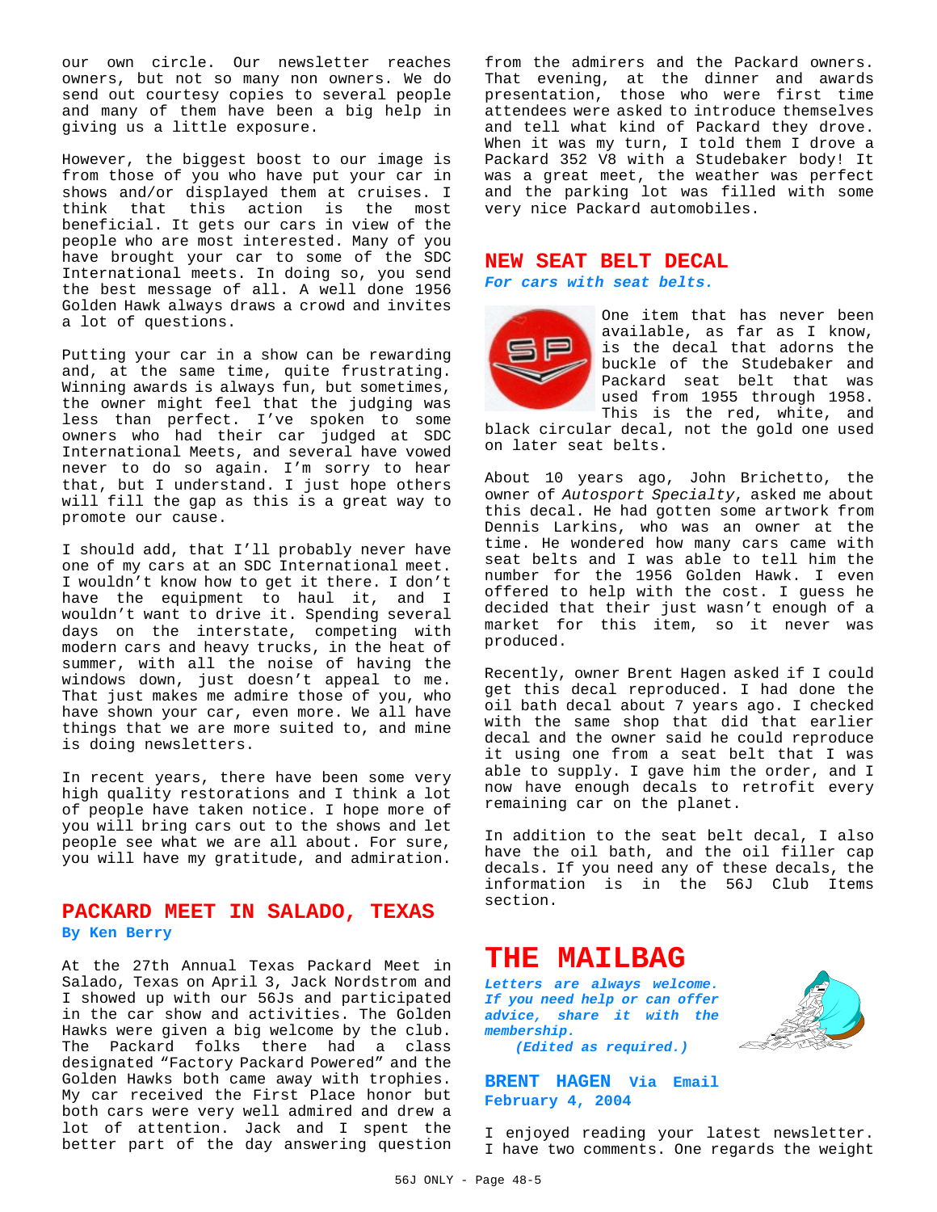our own circle. Our newsletter reaches owners, but not so many non owners. We do send out courtesy copies to several people and many of them have been a big help in giving us a little exposure.

However, the biggest boost to our image is from those of you who have put your car in shows and/or displayed them at cruises. I think that this action is the most beneficial. It gets our cars in view of the people who are most interested. Many of you have brought your car to some of the SDC International meets. In doing so, you send the best message of all. A well done 1956 Golden Hawk always draws a crowd and invites a lot of questions.

Putting your car in a show can be rewarding and, at the same time, quite frustrating. Winning awards is always fun, but sometimes, the owner might feel that the judging was less than perfect. I've spoken to some owners who had their car judged at SDC International Meets, and several have vowed never to do so again. I'm sorry to hear that, but I understand. I just hope others will fill the gap as this is a great way to promote our cause.

I should add, that I'll probably never have one of my cars at an SDC International meet. I wouldn't know how to get it there. I don't have the equipment to haul it, and I wouldn't want to drive it. Spending several days on the interstate, competing with modern cars and heavy trucks, in the heat of summer, with all the noise of having the windows down, just doesn't appeal to me. That just makes me admire those of you, who have shown your car, even more. We all have things that we are more suited to, and mine is doing newsletters.

In recent years, there have been some very high quality restorations and I think a lot of people have taken notice. I hope more of you will bring cars out to the shows and let people see what we are all about. For sure, you will have my gratitude, and admiration.

## PACKARD MEET IN SALADO, TEXAS

**By Ken Berry**

At the 27th Annual Texas Packard Meet in Salado, Texas on April 3, Jack Nordstrom and I showed up with our 56Js and participated in the car show and activities. The Golden Hawks were given a big welcome by the club. The Packard folks there had a class designated "Factory Packard Powered" and the Golden Hawks both came away with trophies. My car received the First Place honor but both cars were very well admired and drew a lot of attention. Jack and I spent the better part of the day answering question from the admirers and the Packard owners. That evening, at the dinner and awards presentation, those who were first time attendees were asked to introduce themselves and tell what kind of Packard they drove. When it was my turn, I told them I drove a Packard 352 V8 with a Studebaker body! It was a great meet, the weather was perfect and the parking lot was filled with some very nice Packard automobiles.

## NEW SEAT BELT DECAL

***For cars with seat belts.***

One item that has never been available, as far as I know, is the decal that adorns the buckle of the Studebaker and Packard seat belt that was used from 1955 through 1958. This is the red, white, and black circular decal, not the gold one used on later seat belts.

About 10 years ago, John Brichetto, the owner of *Autosport Specialty*, asked me about this decal. He had gotten some artwork from Dennis Larkins, who was an owner at the time. He wondered how many cars came with seat belts and I was able to tell him the number for the 1956 Golden Hawk. I even offered to help with the cost. I guess he decided that their just wasn't enough of a market for this item, so it never was produced.

Recently, owner Brent Hagen asked if I could get this decal reproduced. I had done the oil bath decal about 7 years ago. I checked with the same shop that did that earlier decal and the owner said he could reproduce it using one from a seat belt that I was able to supply. I gave him the order, and I now have enough decals to retrofit every remaining car on the planet.

In addition to the seat belt decal, I also have the oil bath, and the oil filler cap decals. If you need any of these decals, the information is in the 56J Club Items section.

# THE MAILBAG

***Letters are always welcome. If you need help or can offer advice, share it with the membership.***
***(Edited as required.)***

**BRENT HAGEN Via Email**
**February 4, 2004**

I enjoyed reading your latest newsletter. I have two comments. One regards the weight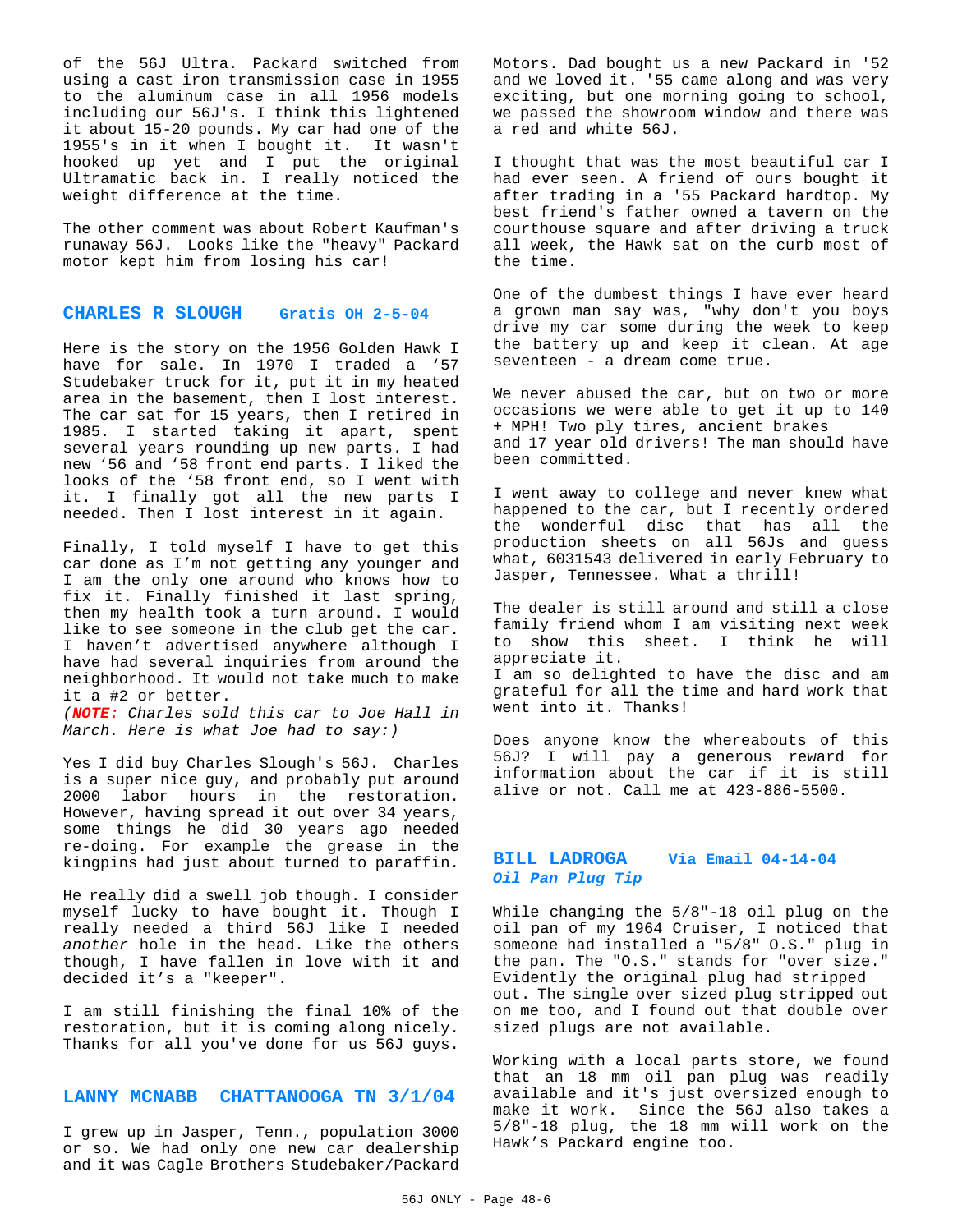of the 56J Ultra. Packard switched from using a cast iron transmission case in 1955 to the aluminum case in all 1956 models including our 56J's. I think this lightened it about 15-20 pounds. My car had one of the 1955's in it when I bought it. It wasn't hooked up yet and I put the original Ultramatic back in. I really noticed the weight difference at the time.

The other comment was about Robert Kaufman's runaway 56J. Looks like the "heavy" Packard motor kept him from losing his car!

## CHARLES R SLOUGH Gratis OH 2-5-04

Here is the story on the 1956 Golden Hawk I have for sale. In 1970 I traded a '57 Studebaker truck for it, put it in my heated area in the basement, then I lost interest. The car sat for 15 years, then I retired in 1985. I started taking it apart, spent several years rounding up new parts. I had new '56 and '58 front end parts. I liked the looks of the '58 front end, so I went with it. I finally got all the new parts I needed. Then I lost interest in it again.

Finally, I told myself I have to get this car done as I'm not getting any younger and I am the only one around who knows how to fix it. Finally finished it last spring, then my health took a turn around. I would like to see someone in the club get the car. I haven't advertised anywhere although I have had several inquiries from around the neighborhood. It would not take much to make it a #2 or better.

*(**NOTE:** Charles sold this car to Joe Hall in March. Here is what Joe had to say:)*

Yes I did buy Charles Slough's 56J. Charles is a super nice guy, and probably put around 2000 labor hours in the restoration. However, having spread it out over 34 years, some things he did 30 years ago needed re-doing. For example the grease in the kingpins had just about turned to paraffin.

He really did a swell job though. I consider myself lucky to have bought it. Though I really needed a third 56J like I needed *another* hole in the head. Like the others though, I have fallen in love with it and decided it's a "keeper".

I am still finishing the final 10% of the restoration, but it is coming along nicely. Thanks for all you've done for us 56J guys.

## LANNY MCNABB CHATTANOOGA TN 3/1/04

I grew up in Jasper, Tenn., population 3000 or so. We had only one new car dealership and it was Cagle Brothers Studebaker/Packard Motors. Dad bought us a new Packard in '52 and we loved it. '55 came along and was very exciting, but one morning going to school, we passed the showroom window and there was a red and white 56J.

I thought that was the most beautiful car I had ever seen. A friend of ours bought it after trading in a '55 Packard hardtop. My best friend's father owned a tavern on the courthouse square and after driving a truck all week, the Hawk sat on the curb most of the time.

One of the dumbest things I have ever heard a grown man say was, "why don't you boys drive my car some during the week to keep the battery up and keep it clean. At age seventeen - a dream come true.

We never abused the car, but on two or more occasions we were able to get it up to 140 + MPH! Two ply tires, ancient brakes and 17 year old drivers! The man should have been committed.

I went away to college and never knew what happened to the car, but I recently ordered the wonderful disc that has all the production sheets on all 56Js and guess what, 6031543 delivered in early February to Jasper, Tennessee. What a thrill!

The dealer is still around and still a close family friend whom I am visiting next week to show this sheet. I think he will appreciate it.

I am so delighted to have the disc and am grateful for all the time and hard work that went into it. Thanks!

Does anyone know the whereabouts of this 56J? I will pay a generous reward for information about the car if it is still alive or not. Call me at 423-886-5500.

## BILL LADROGA Via Email 04-14-04

### *Oil Pan Plug Tip*

While changing the 5/8"-18 oil plug on the oil pan of my 1964 Cruiser, I noticed that someone had installed a "5/8" O.S." plug in the pan. The "O.S." stands for "over size." Evidently the original plug had stripped out. The single over sized plug stripped out on me too, and I found out that double over sized plugs are not available.

Working with a local parts store, we found that an 18 mm oil pan plug was readily available and it's just oversized enough to make it work. Since the 56J also takes a 5/8"-18 plug, the 18 mm will work on the Hawk's Packard engine too.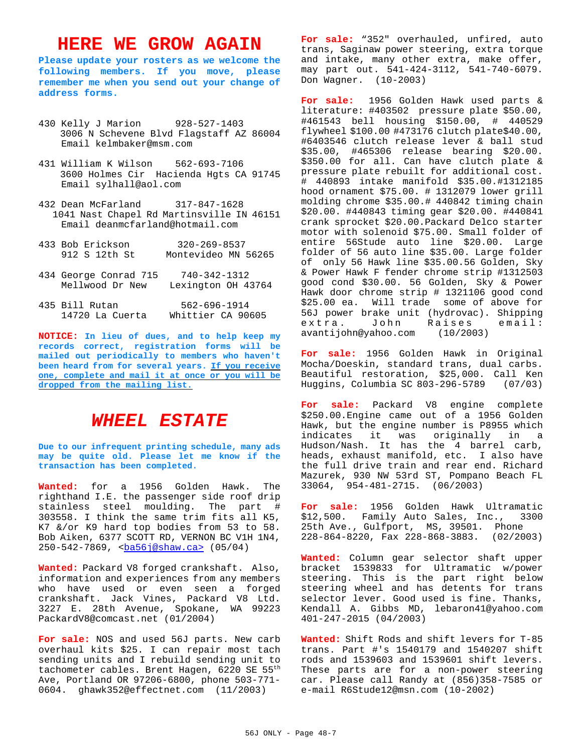# HERE WE GROW AGAIN

**Please update your rosters as we welcome the following members. If you move, please remember me when you send out your change of address forms.**

430 Kelly J Marion 928-527-1403
3006 N Schevene Blvd Flagstaff AZ 86004
Email kelmbaker@msm.com

431 William K Wilson 562-693-7106
3600 Holmes Cir Hacienda Hgts CA 91745
Email sylhall@aol.com

432 Dean McFarland 317-847-1628
1041 Nast Chapel Rd Martinsville IN 46151
Email deanmcfarland@hotmail.com

433 Bob Erickson 320-269-8537
912 S 12th St Montevideo MN 56265

434 George Conrad 715 740-342-1312
Mellwood Dr New Lexington OH 43764

435 Bill Rutan 562-696-1914
14720 La Cuerta Whittier CA 90605

**NOTICE: In lieu of dues, and to help keep my records correct, registration forms will be mailed out periodically to members who haven't been heard from for several years. If you receive one, complete and mail it at once or you will be dropped from the mailing list.**

# *WHEEL ESTATE*

**Due to our infrequent printing schedule, many ads may be quite old. Please let me know if the transaction has been completed.**

**Wanted:** for a 1956 Golden Hawk. The righthand I.E. the passenger side roof drip stainless steel moulding. The part # 303558. I think the same trim fits all K5, K7 &/or K9 hard top bodies from 53 to 58. Bob Aiken, 6377 SCOTT RD, VERNON BC V1H 1N4, 250-542-7869, <ba56j@shaw.ca> (05/04)

**Wanted:** Packard V8 forged crankshaft. Also, information and experiences from any members who have used or even seen a forged crankshaft. Jack Vines, Packard V8 Ltd. 3227 E. 28th Avenue, Spokane, WA 99223 PackardV8@comcast.net (01/2004)

**For sale:** NOS and used 56J parts. New carb overhaul kits $25. I can repair most tach sending units and I rebuild sending unit to tachometer cables. Brent Hagen, 6220 SE 55th Ave, Portland OR 97206-6800, phone 503-771-0604. ghawk352@effectnet.com (11/2003)

**For sale:** "352" overhauled, unfired, auto trans, Saginaw power steering, extra torque and intake, many other extra, make offer, may part out. 541-424-3112, 541-740-6079. Don Wagner. (10-2003)

**For sale:** 1956 Golden Hawk used parts & literature: #403502 pressure plate $50.00, #461543 bell housing $150.00, # 440529 flywheel $100.00 #473176 clutch plate$40.00, #6403546 clutch release lever & ball stud $35.00, #465306 release bearing $20.00. $350.00 for all. Can have clutch plate & pressure plate rebuilt for additional cost. # 440893 intake manifold $35.00.#1312185 hood ornament $75.00. # 1312079 lower grill molding chrome $35.00.# 440842 timing chain $20.00. #440843 timing gear $20.00. #440841 crank sprocket $20.00.Packard Delco starter motor with solenoid $75.00. Small folder of entire 56Stude auto line $20.00. Large folder of 56 auto line $35.00. Large folder of only 56 Hawk line $35.00.56 Golden, Sky & Power Hawk F fender chrome strip #1312503 good cond $30.00. 56 Golden, Sky & Power Hawk door chrome strip # 1321106 good cond $25.00 ea. Will trade some of above for 56J power brake unit (hydrovac). Shipping extra. John Raises email: avantijohn@yahoo.com (10/2003)

**For sale:** 1956 Golden Hawk in Original Mocha/Doeskin, standard trans, dual carbs. Beautiful restoration, $25,000. Call Ken Huggins, Columbia SC 803-296-5789 (07/03)

**For sale:** Packard V8 engine complete $250.00.Engine came out of a 1956 Golden Hawk, but the engine number is P8955 which indicates it was originally in a Hudson/Nash. It has the 4 barrel carb, heads, exhaust manifold, etc. I also have the full drive train and rear end. Richard Mazurek, 930 NW 53rd ST, Pompano Beach FL 33064, 954-481-2715. (06/2003)

**For sale:** 1956 Golden Hawk Ultramatic $12,500. Family Auto Sales, Inc., 3300 25th Ave., Gulfport, MS, 39501. Phone 228-864-8220, Fax 228-868-3883. (02/2003)

**Wanted:** Column gear selector shaft upper bracket 1539833 for Ultramatic w/power steering. This is the part right below steering wheel and has detents for trans selector lever. Good used is fine. Thanks, Kendall A. Gibbs MD, lebaron41@yahoo.com 401-247-2015 (04/2003)

**Wanted:** Shift Rods and shift levers for T-85 trans. Part #'s 1540179 and 1540207 shift rods and 1539603 and 1539601 shift levers. These parts are for a non-power steering car. Please call Randy at (856)358-7585 or e-mail R6Stude12@msn.com (10-2002)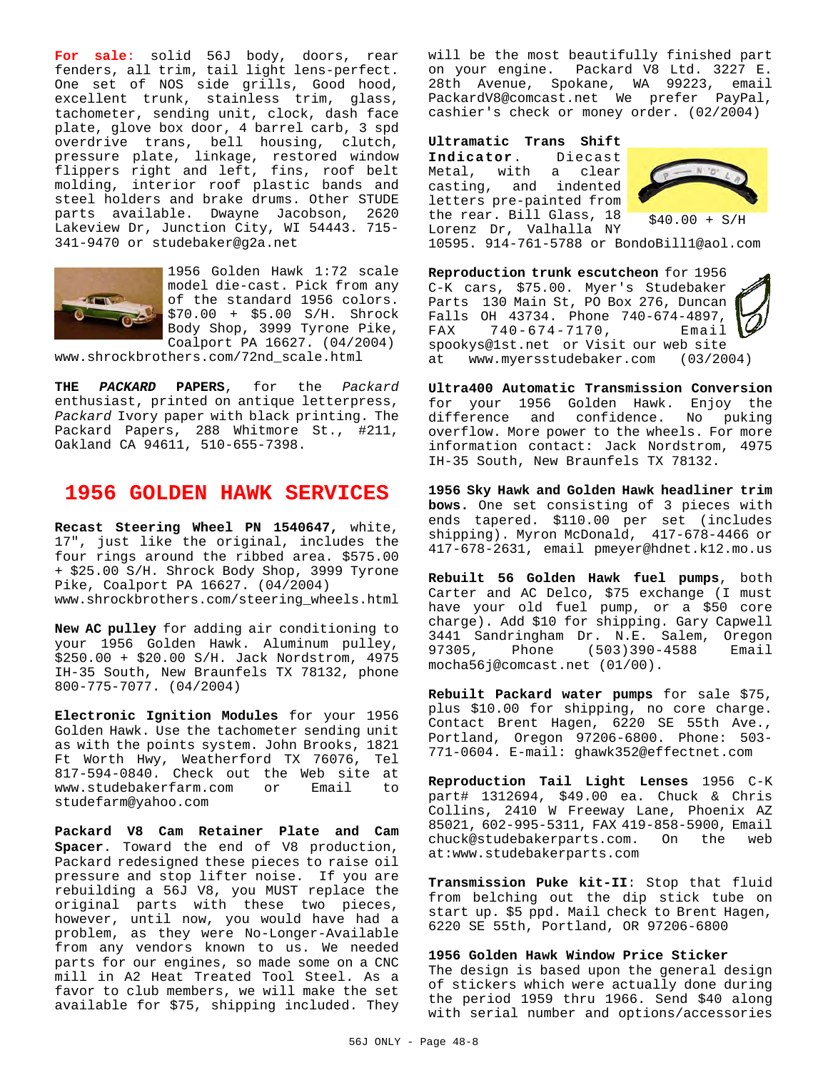**For sale:** solid 56J body, doors, rear fenders, all trim, tail light lens-perfect. One set of NOS side grills, Good hood, excellent trunk, stainless trim, glass, tachometer, sending unit, clock, dash face plate, glove box door, 4 barrel carb, 3 spd overdrive trans, bell housing, clutch, pressure plate, linkage, restored window flippers right and left, fins, roof belt molding, interior roof plastic bands and steel holders and brake drums. Other STUDE parts available. Dwayne Jacobson, 2620 Lakeview Dr, Junction City, WI 54443. 715-341-9470 or studebaker@g2a.net

1956 Golden Hawk 1:72 scale model die-cast. Pick from any of the standard 1956 colors. $70.00 + $5.00 S/H. Shrock Body Shop, 3999 Tyrone Pike, Coalport PA 16627. (04/2004) www.shrockbrothers.com/72nd_scale.html

**THE *PACKARD* PAPERS**, for the *Packard* enthusiast, printed on antique letterpress, *Packard* Ivory paper with black printing. The Packard Papers, 288 Whitmore St., #211, Oakland CA 94611, 510-655-7398.

## 1956 GOLDEN HAWK SERVICES

**Recast Steering Wheel PN 1540647,** white, 17", just like the original, includes the four rings around the ribbed area. $575.00 + $25.00 S/H. Shrock Body Shop, 3999 Tyrone Pike, Coalport PA 16627. (04/2004) www.shrockbrothers.com/steering_wheels.html

**New AC pulley** for adding air conditioning to your 1956 Golden Hawk. Aluminum pulley, $250.00 + $20.00 S/H. Jack Nordstrom, 4975 IH-35 South, New Braunfels TX 78132, phone 800-775-7077. (04/2004)

**Electronic Ignition Modules** for your 1956 Golden Hawk. Use the tachometer sending unit as with the points system. John Brooks, 1821 Ft Worth Hwy, Weatherford TX 76076, Tel 817-594-0840. Check out the Web site at www.studebakerfarm.com or Email to studefarm@yahoo.com

**Packard V8 Cam Retainer Plate and Cam Spacer**. Toward the end of V8 production, Packard redesigned these pieces to raise oil pressure and stop lifter noise. If you are rebuilding a 56J V8, you MUST replace the original parts with these two pieces, however, until now, you would have had a problem, as they were No-Longer-Available from any vendors known to us. We needed parts for our engines, so made some on a CNC mill in A2 Heat Treated Tool Steel. As a favor to club members, we will make the set available for $75, shipping included. They will be the most beautifully finished part on your engine. Packard V8 Ltd. 3227 E. 28th Avenue, Spokane, WA 99223, email PackardV8@comcast.net We prefer PayPal, cashier's check or money order. (02/2004)

**Ultramatic Trans Shift Indicator**. Diecast Metal, with a clear casting, and indented letters pre-painted from the rear. Bill Glass, 18 Lorenz Dr, Valhalla NY 10595. 914-761-5788 or BondoBill1@aol.com

$40.00 + S/H

**Reproduction trunk escutcheon** for 1956 C-K cars, $75.00. Myer's Studebaker Parts 130 Main St, PO Box 276, Duncan Falls OH 43734. Phone 740-674-4897, FAX 740-674-7170, Email spookys@1st.net or Visit our web site at www.myersstudebaker.com (03/2004)

**Ultra400 Automatic Transmission Conversion** for your 1956 Golden Hawk. Enjoy the difference and confidence. No puking overflow. More power to the wheels. For more information contact: Jack Nordstrom, 4975 IH-35 South, New Braunfels TX 78132.

**1956 Sky Hawk and Golden Hawk headliner trim bows.** One set consisting of 3 pieces with ends tapered. $110.00 per set (includes shipping). Myron McDonald, 417-678-4466 or 417-678-2631, email pmeyer@hdnet.k12.mo.us

**Rebuilt 56 Golden Hawk fuel pumps**, both Carter and AC Delco, $75 exchange (I must have your old fuel pump, or a $50 core charge). Add $10 for shipping. Gary Capwell 3441 Sandringham Dr. N.E. Salem, Oregon 97305, Phone (503)390-4588 Email mocha56j@comcast.net (01/00).

**Rebuilt Packard water pumps** for sale $75, plus $10.00 for shipping, no core charge. Contact Brent Hagen, 6220 SE 55th Ave., Portland, Oregon 97206-6800. Phone: 503-771-0604. E-mail: ghawk352@effectnet.com

**Reproduction Tail Light Lenses** 1956 C-K part# 1312694, $49.00 ea. Chuck & Chris Collins, 2410 W Freeway Lane, Phoenix AZ 85021, 602-995-5311, FAX 419-858-5900, Email chuck@studebakerparts.com. On the web at:www.studebakerparts.com

**Transmission Puke kit-II**: Stop that fluid from belching out the dip stick tube on start up. $5 ppd. Mail check to Brent Hagen, 6220 SE 55th, Portland, OR 97206-6800

**1956 Golden Hawk Window Price Sticker**
The design is based upon the general design of stickers which were actually done during the period 1959 thru 1966. Send $40 along with serial number and options/accessories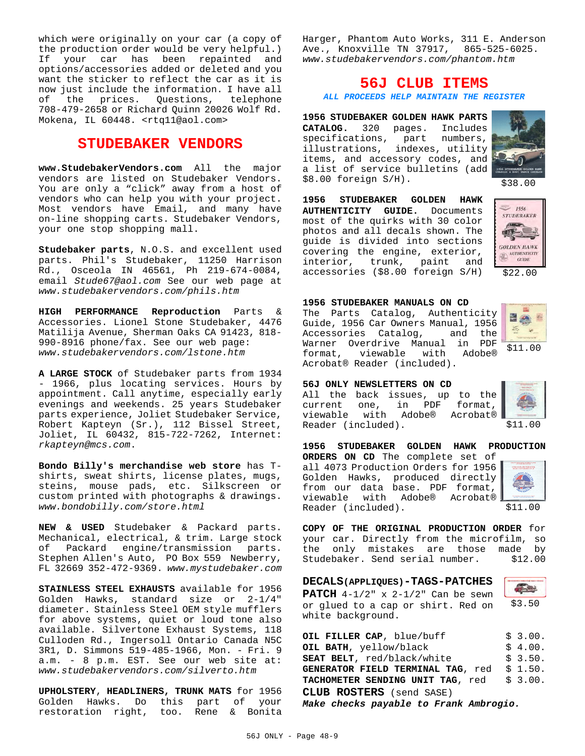which were originally on your car (a copy of the production order would be very helpful.) If your car has been repainted and options/accessories added or deleted and you want the sticker to reflect the car as it is now just include the information. I have all of the prices. Questions, telephone 708-479-2658 or Richard Quinn 20026 Wolf Rd. Mokena, IL 60448. <rtq11@aol.com>

## STUDEBAKER VENDORS

**www.StudebakerVendors.com** All the major vendors are listed on Studebaker Vendors. You are only a "click" away from a host of vendors who can help you with your project. Most vendors have Email, and many have on-line shopping carts. Studebaker Vendors, your one stop shopping mall.

**Studebaker parts**, N.O.S. and excellent used parts. Phil's Studebaker, 11250 Harrison Rd., Osceola IN 46561, Ph 219-674-0084, email *Stude67@aol.com* See our web page at *www.studebakervendors.com/phils.htm*

**HIGH PERFORMANCE Reproduction** Parts & Accessories. Lionel Stone Studebaker, 4476 Matilija Avenue, Sherman Oaks CA 91423, 818-990-8916 phone/fax. See our web page: *www.studebakervendors.com/lstone.htm*

**A LARGE STOCK** of Studebaker parts from 1934 - 1966, plus locating services. Hours by appointment. Call anytime, especially early evenings and weekends. 25 years Studebaker parts experience, Joliet Studebaker Service, Robert Kapteyn (Sr.), 112 Bissel Street, Joliet, IL 60432, 815-722-7262, Internet: *rkapteyn@mcs.com*.

**Bondo Billy's merchandise web store** has T-shirts, sweat shirts, license plates, mugs, steins, mouse pads, etc. Silkscreen or custom printed with photographs & drawings. *www.bondobilly.com/store.html*

**NEW & USED** Studebaker & Packard parts. Mechanical, electrical, & trim. Large stock of Packard engine/transmission parts. Stephen Allen's Auto, PO Box 559 Newberry, FL 32669 352-472-9369. *www.mystudebaker.com*

**STAINLESS STEEL EXHAUSTS** available for 1956 Golden Hawks, standard size or 2-1/4" diameter. Stainless Steel OEM style mufflers for above systems, quiet or loud tone also available. Silvertone Exhaust Systems, 118 Culloden Rd., Ingersoll Ontario Canada N5C 3R1, D. Simmons 519-485-1966, Mon. - Fri. 9 a.m. - 8 p.m. EST. See our web site at: *www.studebakervendors.com/silverto.htm*

**UPHOLSTERY, HEADLINERS, TRUNK MATS** for 1956 Golden Hawks. Do this part of your restoration right, too. Rene & Bonita Harger, Phantom Auto Works, 311 E. Anderson Ave., Knoxville TN 37917, 865-525-6025. *www.studebakervendors.com/phantom.htm*

## 56J CLUB ITEMS

***ALL PROCEEDS HELP MAINTAIN THE REGISTER***

**1956 STUDEBAKER GOLDEN HAWK PARTS CATALOG.** 320 pages. Includes specifications, part numbers, illustrations, indexes, utility items, and accessory codes, and a list of service bulletins (add $8.00 foreign S/H). $38.00

**1956 STUDEBAKER GOLDEN HAWK AUTHENTICITY GUIDE.** Documents most of the quirks with 30 color photos and all decals shown. The guide is divided into sections covering the engine, exterior, interior, trunk, paint and accessories ($8.00 foreign S/H) $22.00

**1956 STUDEBAKER MANUALS ON CD**
The Parts Catalog, Authenticity Guide, 1956 Car Owners Manual, 1956 Accessories Catalog, and the Warner Overdrive Manual in PDF format, viewable with Adobe® Acrobat® Reader (included). $11.00

**56J ONLY NEWSLETTERS ON CD**
All the back issues, up to the current one, in PDF format, viewable with Adobe® Acrobat® Reader (included). $11.00

**1956 STUDEBAKER GOLDEN HAWK PRODUCTION ORDERS ON CD** The complete set of all 4073 Production Orders for 1956 Golden Hawks, produced directly from our data base. PDF format, viewable with Adobe® Acrobat® Reader (included). $11.00

**COPY OF THE ORIGINAL PRODUCTION ORDER** for your car. Directly from the microfilm, so the only mistakes are those made by Studebaker. Send serial number. $12.00

**DECALS(APPLIQUES)-TAGS-PATCHES**

**PATCH** 4-1/2" x 2-1/2" Can be sewn or glued to a cap or shirt. Red on white background. $3.50

| | |
|---|---|
| **OIL FILLER CAP**, blue/buff | $ 3.00. |
| **OIL BATH**, yellow/black | $ 4.00. |
| **SEAT BELT**, red/black/white | $ 3.50. |
| **GENERATOR FIELD TERMINAL TAG**, red | $ 1.50. |
| **TACHOMETER SENDING UNIT TAG**, red | $ 3.00. |

**CLUB ROSTERS** (send SASE)

***Make checks payable to Frank Ambrogio.***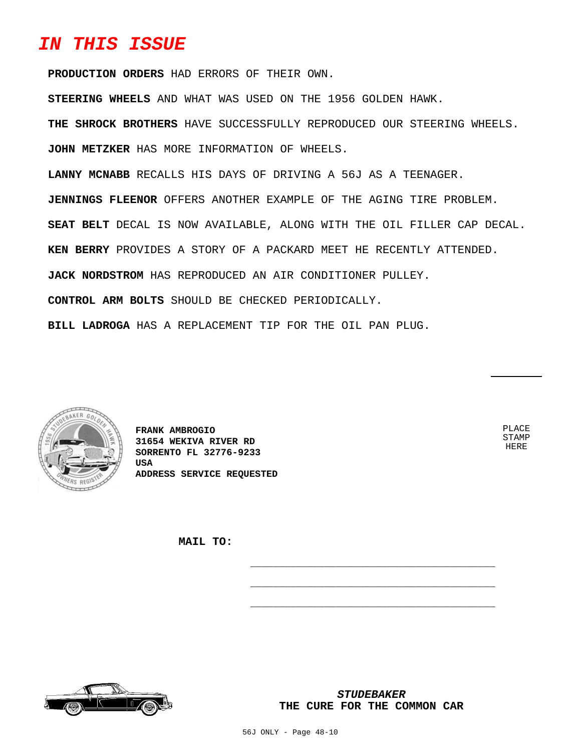# *IN THIS ISSUE*

**PRODUCTION ORDERS** HAD ERRORS OF THEIR OWN.

**STEERING WHEELS** AND WHAT WAS USED ON THE 1956 GOLDEN HAWK.

**THE SHROCK BROTHERS** HAVE SUCCESSFULLY REPRODUCED OUR STEERING WHEELS.

**JOHN METZKER** HAS MORE INFORMATION OF WHEELS.

**LANNY MCNABB** RECALLS HIS DAYS OF DRIVING A 56J AS A TEENAGER.

**JENNINGS FLEENOR** OFFERS ANOTHER EXAMPLE OF THE AGING TIRE PROBLEM.

**SEAT BELT** DECAL IS NOW AVAILABLE, ALONG WITH THE OIL FILLER CAP DECAL.

**KEN BERRY** PROVIDES A STORY OF A PACKARD MEET HE RECENTLY ATTENDED.

**JACK NORDSTROM** HAS REPRODUCED AN AIR CONDITIONER PULLEY.

**CONTROL ARM BOLTS** SHOULD BE CHECKED PERIODICALLY.

**BILL LADROGA** HAS A REPLACEMENT TIP FOR THE OIL PAN PLUG.

**FRANK AMBROGIO**
**31654 WEKIVA RIVER RD**
**SORRENTO FL 32776-9233**
**USA**
**ADDRESS SERVICE REQUESTED**

PLACE
STAMP
HERE

**MAIL TO:**

\_\_\_\_\_\_\_\_\_\_\_\_\_\_\_\_\_\_\_\_\_\_\_\_\_\_\_\_\_\_\_\_\_\_\_\_\_\_\_\_

\_\_\_\_\_\_\_\_\_\_\_\_\_\_\_\_\_\_\_\_\_\_\_\_\_\_\_\_\_\_\_\_\_\_\_\_\_\_\_\_

\_\_\_\_\_\_\_\_\_\_\_\_\_\_\_\_\_\_\_\_\_\_\_\_\_\_\_\_\_\_\_\_\_\_\_\_\_\_\_\_

***STUDEBAKER***
**THE CURE FOR THE COMMON CAR**